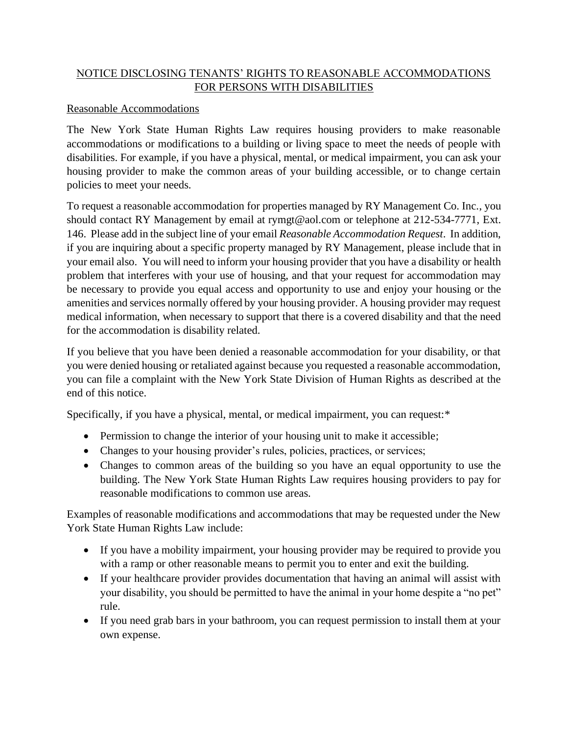# NOTICE DISCLOSING TENANTS' RIGHTS TO REASONABLE ACCOMMODATIONS FOR PERSONS WITH DISABILITIES

## Reasonable Accommodations

The New York State Human Rights Law requires housing providers to make reasonable accommodations or modifications to a building or living space to meet the needs of people with disabilities. For example, if you have a physical, mental, or medical impairment, you can ask your housing provider to make the common areas of your building accessible, or to change certain policies to meet your needs.

To request a reasonable accommodation for properties managed by RY Management Co. Inc., you should contact RY Management by email at rymgt@aol.com or telephone at 212-534-7771, Ext. 146. Please add in the subject line of your email *Reasonable Accommodation Request*. In addition, if you are inquiring about a specific property managed by RY Management, please include that in your email also. You will need to inform your housing provider that you have a disability or health problem that interferes with your use of housing, and that your request for accommodation may be necessary to provide you equal access and opportunity to use and enjoy your housing or the amenities and services normally offered by your housing provider. A housing provider may request medical information, when necessary to support that there is a covered disability and that the need for the accommodation is disability related.

If you believe that you have been denied a reasonable accommodation for your disability, or that you were denied housing or retaliated against because you requested a reasonable accommodation, you can file a complaint with the New York State Division of Human Rights as described at the end of this notice.

Specifically, if you have a physical, mental, or medical impairment, you can request:*

- Permission to change the interior of your housing unit to make it accessible;
- Changes to your housing provider's rules, policies, practices, or services;
- Changes to common areas of the building so you have an equal opportunity to use the building. The New York State Human Rights Law requires housing providers to pay for reasonable modifications to common use areas.

Examples of reasonable modifications and accommodations that may be requested under the New York State Human Rights Law include:

- If you have a mobility impairment, your housing provider may be required to provide you with a ramp or other reasonable means to permit you to enter and exit the building.
- If your healthcare provider provides documentation that having an animal will assist with your disability, you should be permitted to have the animal in your home despite a "no pet" rule.
- If you need grab bars in your bathroom, you can request permission to install them at your own expense.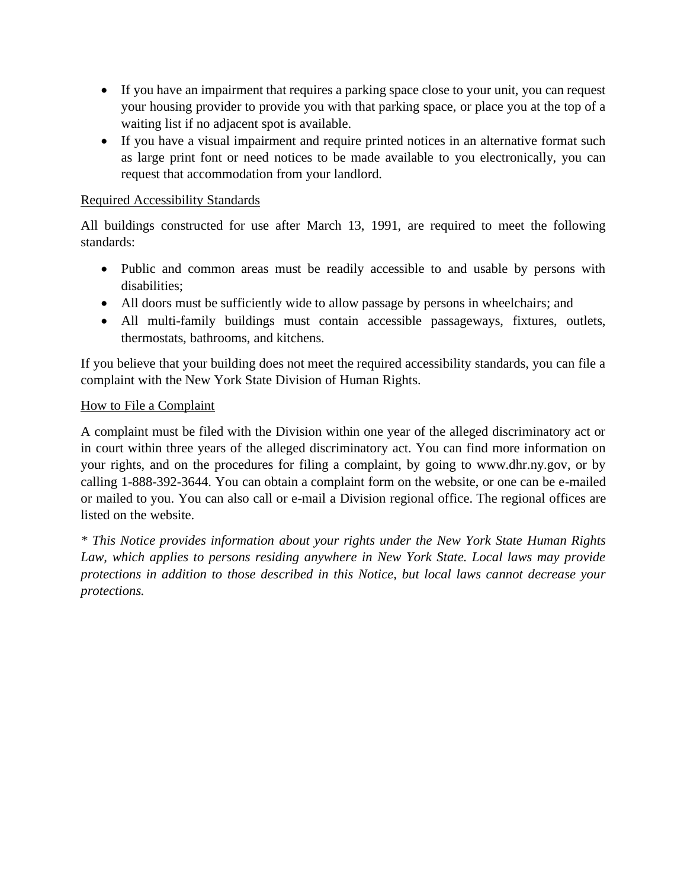- If you have an impairment that requires a parking space close to your unit, you can request your housing provider to provide you with that parking space, or place you at the top of a waiting list if no adjacent spot is available.
- If you have a visual impairment and require printed notices in an alternative format such as large print font or need notices to be made available to you electronically, you can request that accommodation from your landlord.

Required Accessibility Standards

All buildings constructed for use after March 13, 1991, are required to meet the following standards:

- Public and common areas must be readily accessible to and usable by persons with disabilities;
- All doors must be sufficiently wide to allow passage by persons in wheelchairs; and
- All multi-family buildings must contain accessible passageways, fixtures, outlets, thermostats, bathrooms, and kitchens.

If you believe that your building does not meet the required accessibility standards, you can file a complaint with the New York State Division of Human Rights.

How to File a Complaint

A complaint must be filed with the Division within one year of the alleged discriminatory act or in court within three years of the alleged discriminatory act. You can find more information on your rights, and on the procedures for filing a complaint, by going to www.dhr.ny.gov, or by calling 1-888-392-3644. You can obtain a complaint form on the website, or one can be e-mailed or mailed to you. You can also call or e-mail a Division regional office. The regional offices are listed on the website.

*\* This Notice provides information about your rights under the New York State Human Rights Law, which applies to persons residing anywhere in New York State. Local laws may provide protections in addition to those described in this Notice, but local laws cannot decrease your protections.*